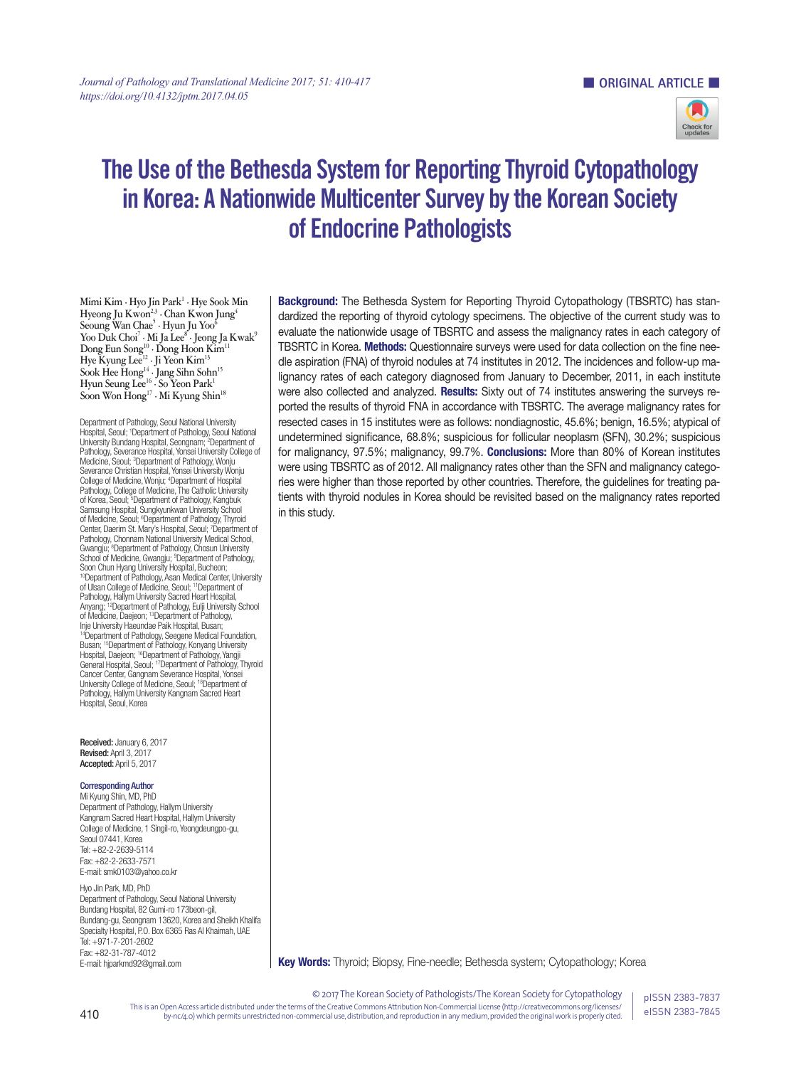ORIGINAL ARTICLE

# The Use of the Bethesda System for Reporting Thyroid Cytopathology in Korea: A Nationwide Multicenter Survey by the Korean Society of Endocrine Pathologists

Mimi Kim · Hyo Jin Park[1] · Hye Sook Min Hyeong Ju Kwon[2,3] · Chan Kwon Jung[4] Seoung Wan Chae[5] · Hyun Ju Yoo[6] Yoo Duk Choi[7] · Mi Ja Lee[8] · Jeong Ja Kwak[9] Dong Eun Song[10] · Dong Hoon Kim[11] Hye Kyung Lee[12] · Ji Yeon Kim[13] Sook Hee Hong[14] · Jang Sihn Sohn[15] Hyun Seung Lee[16] · So Yeon Park[1] Soon Won Hong[17] · Mi Kyung Shin[18]

Department of Pathology, Seoul National University Hospital, Seoul; [1]Department of Pathology, Seoul National University Bundang Hospital, Seongnam; [2]Department of Pathology, Severance Hospital, Yonsei University College of Medicine, Seoul; [3]Department of Pathology, Wonju Severance Christian Hospital, Yonsei University Wonju College of Medicine, Wonju; [4]Department of Hospital Pathology, College of Medicine, The Catholic University of Korea, Seoul; [5]Department of Pathology, Kangbuk Samsung Hospital, Sungkyunkwan University School of Medicine, Seoul; [6]Department of Pathology, Thyroid Center, Daerim St. Mary's Hospital, Seoul; [7]Department of Pathology, Chonnam National University Medical School, Gwangju; [8]Department of Pathology, Chosun University School of Medicine, Gwangju; [9]Department of Pathology, Soon Chun Hyang University Hospital, Bucheon; [10]Department of Pathology, Asan Medical Center, University of Ulsan College of Medicine, Seoul; [11]Department of Pathology, Hallym University Sacred Heart Hospital, Anyang; [12]Department of Pathology, Eulji University School of Medicine, Daejeon; [13]Department of Pathology, Inje University Haeundae Paik Hospital, Busan; [14]Department of Pathology, Seegene Medical Foundation, Busan; [15]Department of Pathology, Konyang University Hospital, Daejeon; [16]Department of Pathology, Yangji General Hospital, Seoul; [17]Department of Pathology, Thyroid Cancer Center, Gangnam Severance Hospital, Yonsei University College of Medicine, Seoul; [18]Department of Pathology, Hallym University Kangnam Sacred Heart Hospital, Seoul, Korea

**Received:** January 6, 2017
**Revised:** April 3, 2017
**Accepted:** April 5, 2017

**Corresponding Author**
Mi Kyung Shin, MD, PhD
Department of Pathology, Hallym University Kangnam Sacred Heart Hospital, Hallym University College of Medicine, 1 Singil-ro, Yeongdeungpo-gu, Seoul 07441, Korea
Tel: +82-2-2639-5114
Fax: +82-2-2633-7571
E-mail: smk0103@yahoo.co.kr

Hyo Jin Park, MD, PhD
Department of Pathology, Seoul National University Bundang Hospital, 82 Gumi-ro 173beon-gil, Bundang-gu, Seongnam 13620, Korea and Sheikh Khalifa Specialty Hospital, P.O. Box 6365 Ras Al Khaimah, UAE
Tel: +971-7-201-2602
Fax: +82-31-787-4012
E-mail: hjparkmd92@gmail.com

**Background:** The Bethesda System for Reporting Thyroid Cytopathology (TBSRTC) has standardized the reporting of thyroid cytology specimens. The objective of the current study was to evaluate the nationwide usage of TBSRTC and assess the malignancy rates in each category of TBSRTC in Korea. **Methods:** Questionnaire surveys were used for data collection on the fine needle aspiration (FNA) of thyroid nodules at 74 institutes in 2012. The incidences and follow-up malignancy rates of each category diagnosed from January to December, 2011, in each institute were also collected and analyzed. **Results:** Sixty out of 74 institutes answering the surveys reported the results of thyroid FNA in accordance with TBSRTC. The average malignancy rates for resected cases in 15 institutes were as follows: nondiagnostic, 45.6%; benign, 16.5%; atypical of undetermined significance, 68.8%; suspicious for follicular neoplasm (SFN), 30.2%; suspicious for malignancy, 97.5%; malignancy, 99.7%. **Conclusions:** More than 80% of Korean institutes were using TBSRTC as of 2012. All malignancy rates other than the SFN and malignancy categories were higher than those reported by other countries. Therefore, the guidelines for treating patients with thyroid nodules in Korea should be revisited based on the malignancy rates reported in this study.

**Key Words:** Thyroid; Biopsy, Fine-needle; Bethesda system; Cytopathology; Korea

© 2017 The Korean Society of Pathologists/The Korean Society for Cytopathology
This is an Open Access article distributed under the terms of the Creative Commons Attribution Non-Commercial License (http://creativecommons.org/licenses/by-nc/4.0) which permits unrestricted non-commercial use, distribution, and reproduction in any medium, provided the original work is properly cited.

pISSN 2383-7837
eISSN 2383-7845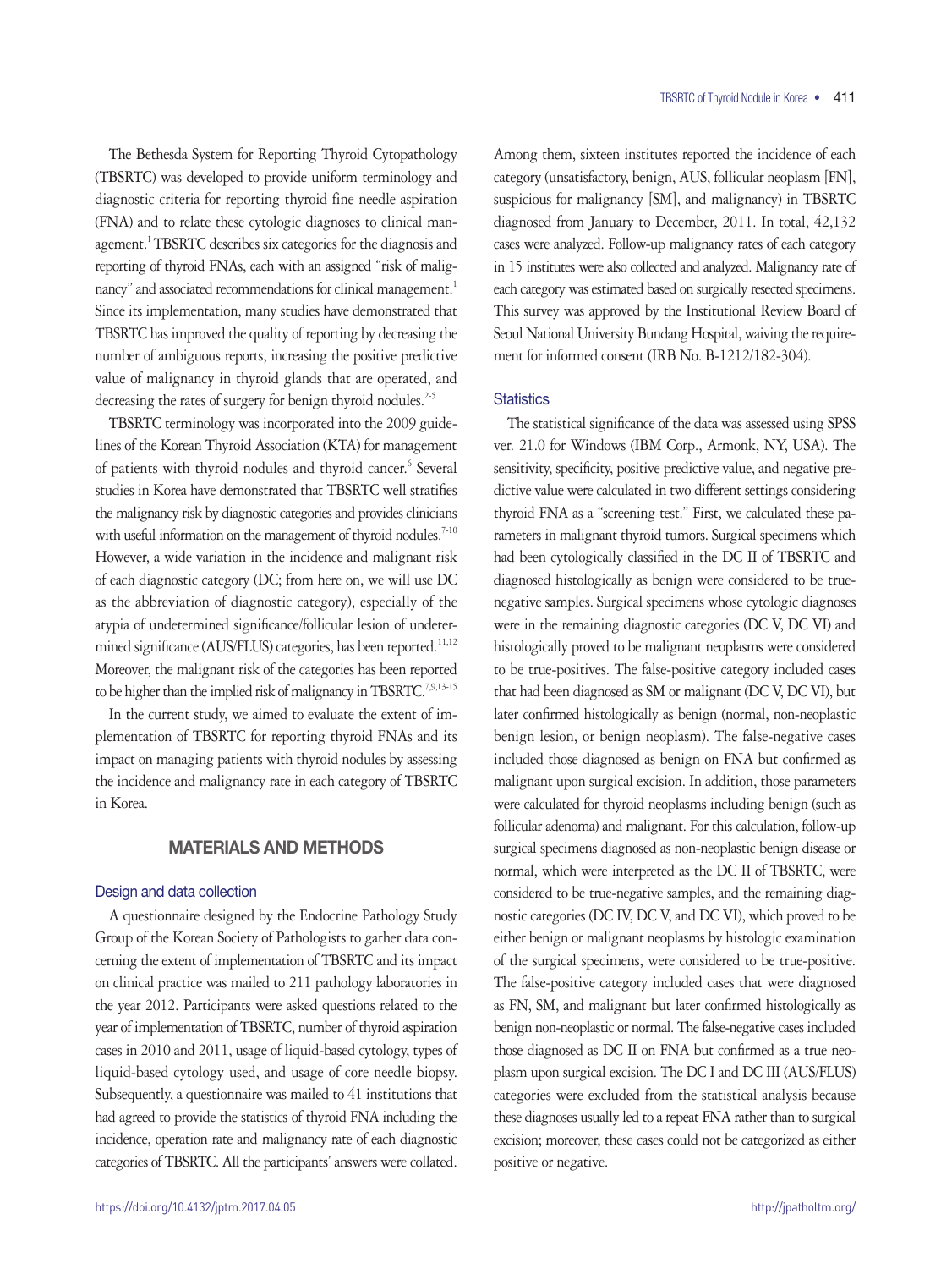The Bethesda System for Reporting Thyroid Cytopathology (TBSRTC) was developed to provide uniform terminology and diagnostic criteria for reporting thyroid fine needle aspiration (FNA) and to relate these cytologic diagnoses to clinical management.[1] TBSRTC describes six categories for the diagnosis and reporting of thyroid FNAs, each with an assigned "risk of malignancy" and associated recommendations for clinical management.[1] Since its implementation, many studies have demonstrated that TBSRTC has improved the quality of reporting by decreasing the number of ambiguous reports, increasing the positive predictive value of malignancy in thyroid glands that are operated, and decreasing the rates of surgery for benign thyroid nodules.[2-5]

TBSRTC terminology was incorporated into the 2009 guidelines of the Korean Thyroid Association (KTA) for management of patients with thyroid nodules and thyroid cancer.[6] Several studies in Korea have demonstrated that TBSRTC well stratifies the malignancy risk by diagnostic categories and provides clinicians with useful information on the management of thyroid nodules.[7-10] However, a wide variation in the incidence and malignant risk of each diagnostic category (DC; from here on, we will use DC as the abbreviation of diagnostic category), especially of the atypia of undetermined significance/follicular lesion of undetermined significance (AUS/FLUS) categories, has been reported.[11,12] Moreover, the malignant risk of the categories has been reported to be higher than the implied risk of malignancy in TBSRTC.[7,9,13-15]

In the current study, we aimed to evaluate the extent of implementation of TBSRTC for reporting thyroid FNAs and its impact on managing patients with thyroid nodules by assessing the incidence and malignancy rate in each category of TBSRTC in Korea.

## MATERIALS AND METHODS

### Design and data collection

A questionnaire designed by the Endocrine Pathology Study Group of the Korean Society of Pathologists to gather data concerning the extent of implementation of TBSRTC and its impact on clinical practice was mailed to 211 pathology laboratories in the year 2012. Participants were asked questions related to the year of implementation of TBSRTC, number of thyroid aspiration cases in 2010 and 2011, usage of liquid-based cytology, types of liquid-based cytology used, and usage of core needle biopsy. Subsequently, a questionnaire was mailed to 41 institutions that had agreed to provide the statistics of thyroid FNA including the incidence, operation rate and malignancy rate of each diagnostic categories of TBSRTC. All the participants' answers were collated. Among them, sixteen institutes reported the incidence of each category (unsatisfactory, benign, AUS, follicular neoplasm [FN], suspicious for malignancy [SM], and malignancy) in TBSRTC diagnosed from January to December, 2011. In total, 42,132 cases were analyzed. Follow-up malignancy rates of each category in 15 institutes were also collected and analyzed. Malignancy rate of each category was estimated based on surgically resected specimens. This survey was approved by the Institutional Review Board of Seoul National University Bundang Hospital, waiving the requirement for informed consent (IRB No. B-1212/182-304).

### Statistics

The statistical significance of the data was assessed using SPSS ver. 21.0 for Windows (IBM Corp., Armonk, NY, USA). The sensitivity, specificity, positive predictive value, and negative predictive value were calculated in two different settings considering thyroid FNA as a "screening test." First, we calculated these parameters in malignant thyroid tumors. Surgical specimens which had been cytologically classified in the DC II of TBSRTC and diagnosed histologically as benign were considered to be true-negative samples. Surgical specimens whose cytologic diagnoses were in the remaining diagnostic categories (DC V, DC VI) and histologically proved to be malignant neoplasms were considered to be true-positives. The false-positive category included cases that had been diagnosed as SM or malignant (DC V, DC VI), but later confirmed histologically as benign (normal, non-neoplastic benign lesion, or benign neoplasm). The false-negative cases included those diagnosed as benign on FNA but confirmed as malignant upon surgical excision. In addition, those parameters were calculated for thyroid neoplasms including benign (such as follicular adenoma) and malignant. For this calculation, follow-up surgical specimens diagnosed as non-neoplastic benign disease or normal, which were interpreted as the DC II of TBSRTC, were considered to be true-negative samples, and the remaining diagnostic categories (DC IV, DC V, and DC VI), which proved to be either benign or malignant neoplasms by histologic examination of the surgical specimens, were considered to be true-positive. The false-positive category included cases that were diagnosed as FN, SM, and malignant but later confirmed histologically as benign non-neoplastic or normal. The false-negative cases included those diagnosed as DC II on FNA but confirmed as a true neoplasm upon surgical excision. The DC I and DC III (AUS/FLUS) categories were excluded from the statistical analysis because these diagnoses usually led to a repeat FNA rather than to surgical excision; moreover, these cases could not be categorized as either positive or negative.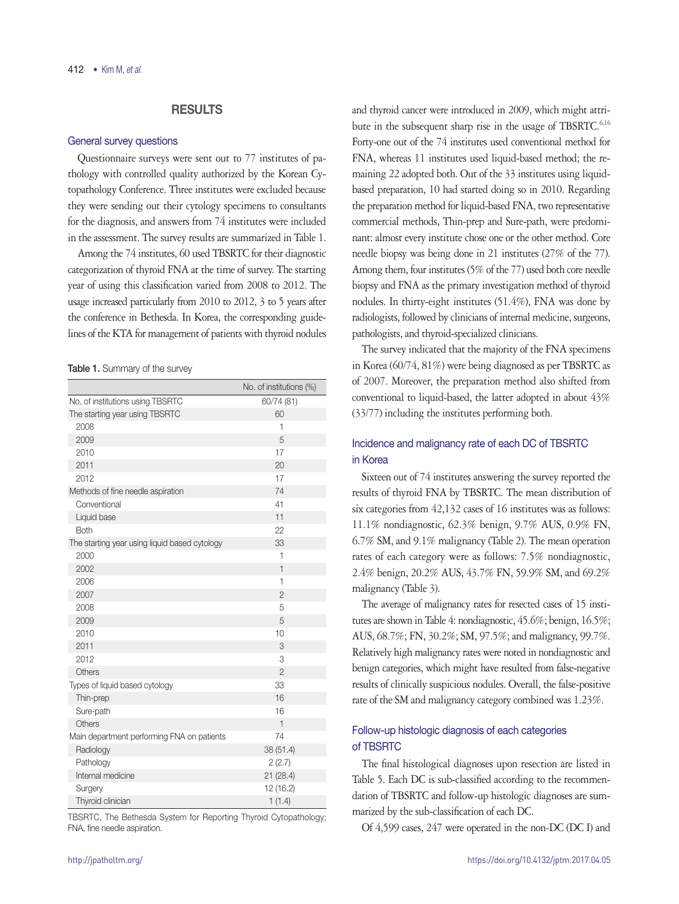## RESULTS

### General survey questions

Questionnaire surveys were sent out to 77 institutes of pathology with controlled quality authorized by the Korean Cytopathology Conference. Three institutes were excluded because they were sending out their cytology specimens to consultants for the diagnosis, and answers from 74 institutes were included in the assessment. The survey results are summarized in Table 1.

Among the 74 institutes, 60 used TBSRTC for their diagnostic categorization of thyroid FNA at the time of survey. The starting year of using this classification varied from 2008 to 2012. The usage increased particularly from 2010 to 2012, 3 to 5 years after the conference in Bethesda. In Korea, the corresponding guidelines of the KTA for management of patients with thyroid nodules and thyroid cancer were introduced in 2009, which might attribute in the subsequent sharp rise in the usage of TBSRTC.[6,16] Forty-one out of the 74 institutes used conventional method for FNA, whereas 11 institutes used liquid-based method; the remaining 22 adopted both. Out of the 33 institutes using liquid-based preparation, 10 had started doing so in 2010. Regarding the preparation method for liquid-based FNA, two representative commercial methods, Thin-prep and Sure-path, were predominant: almost every institute chose one or the other method. Core needle biopsy was being done in 21 institutes (27% of the 77). Among them, four institutes (5% of the 77) used both core needle biopsy and FNA as the primary investigation method of thyroid nodules. In thirty-eight institutes (51.4%), FNA was done by radiologists, followed by clinicians of internal medicine, surgeons, pathologists, and thyroid-specialized clinicians.

**Table 1.** Summary of the survey

| | No. of institutions (%) |
|---|---|
| No. of institutions using TBSRTC | 60/74 (81) |
| The starting year using TBSRTC | 60 |
| 2008 | 1 |
| 2009 | 5 |
| 2010 | 17 |
| 2011 | 20 |
| 2012 | 17 |
| Methods of fine needle aspiration | 74 |
| Conventional | 41 |
| Liquid base | 11 |
| Both | 22 |
| The starting year using liquid based cytology | 33 |
| 2000 | 1 |
| 2002 | 1 |
| 2006 | 1 |
| 2007 | 2 |
| 2008 | 5 |
| 2009 | 5 |
| 2010 | 10 |
| 2011 | 3 |
| 2012 | 3 |
| Others | 2 |
| Types of liquid based cytology | 33 |
| Thin-prep | 16 |
| Sure-path | 16 |
| Others | 1 |
| Main department performing FNA on patients | 74 |
| Radiology | 38 (51.4) |
| Pathology | 2 (2.7) |
| Internal medicine | 21 (28.4) |
| Surgery | 12 (16.2) |
| Thyroid clinician | 1 (1.4) |

TBSRTC, The Bethesda System for Reporting Thyroid Cytopathology; FNA, fine needle aspiration.

The survey indicated that the majority of the FNA specimens in Korea (60/74, 81%) were being diagnosed as per TBSRTC as of 2007. Moreover, the preparation method also shifted from conventional to liquid-based, the latter adopted in about 43% (33/77) including the institutes performing both.

### Incidence and malignancy rate of each DC of TBSRTC in Korea

Sixteen out of 74 institutes answering the survey reported the results of thyroid FNA by TBSRTC. The mean distribution of six categories from 42,132 cases of 16 institutes was as follows: 11.1% nondiagnostic, 62.3% benign, 9.7% AUS, 0.9% FN, 6.7% SM, and 9.1% malignancy (Table 2). The mean operation rates of each category were as follows: 7.5% nondiagnostic, 2.4% benign, 20.2% AUS, 43.7% FN, 59.9% SM, and 69.2% malignancy (Table 3).

The average of malignancy rates for resected cases of 15 institutes are shown in Table 4: nondiagnostic, 45.6%; benign, 16.5%; AUS, 68.7%; FN, 30.2%; SM, 97.5%; and malignancy, 99.7%. Relatively high malignancy rates were noted in nondiagnostic and benign categories, which might have resulted from false-negative results of clinically suspicious nodules. Overall, the false-positive rate of the SM and malignancy category combined was 1.23%.

### Follow-up histologic diagnosis of each categories of TBSRTC

The final histological diagnoses upon resection are listed in Table 5. Each DC is sub-classified according to the recommendation of TBSRTC and follow-up histologic diagnoses are summarized by the sub-classification of each DC.

Of 4,599 cases, 247 were operated in the non-DC (DC I) and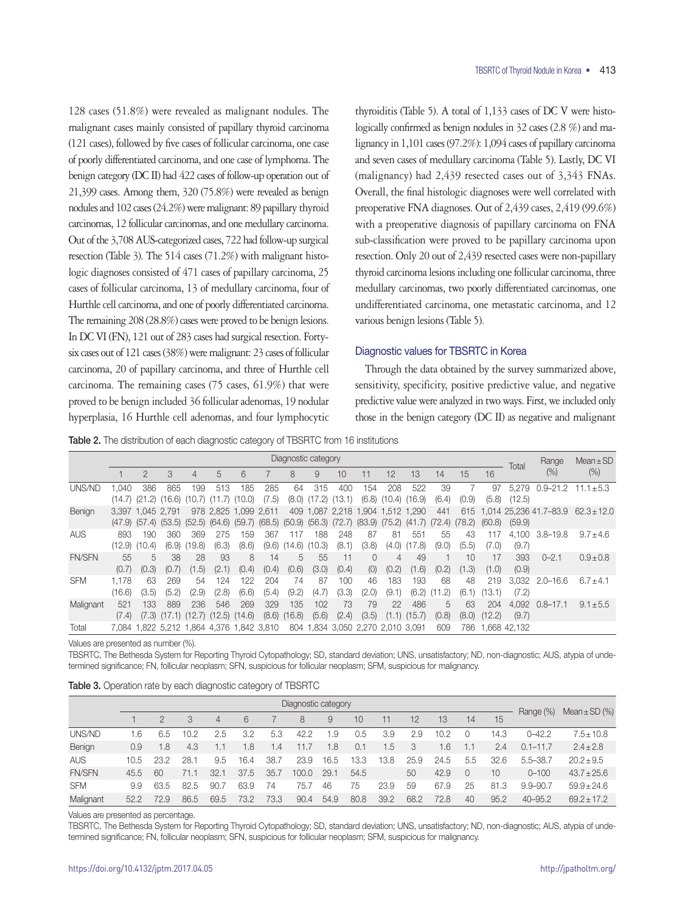128 cases (51.8%) were revealed as malignant nodules. The malignant cases mainly consisted of papillary thyroid carcinoma (121 cases), followed by five cases of follicular carcinoma, one case of poorly differentiated carcinoma, and one case of lymphoma. The benign category (DC II) had 422 cases of follow-up operation out of 21,399 cases. Among them, 320 (75.8%) were revealed as benign nodules and 102 cases (24.2%) were malignant: 89 papillary thyroid carcinomas, 12 follicular carcinomas, and one medullary carcinoma. Out of the 3,708 AUS-categorized cases, 722 had follow-up surgical resection (Table 3). The 514 cases (71.2%) with malignant histologic diagnoses consisted of 471 cases of papillary carcinoma, 25 cases of follicular carcinoma, 13 of medullary carcinoma, four of Hurthle cell carcinoma, and one of poorly differentiated carcinoma. The remaining 208 (28.8%) cases were proved to be benign lesions. In DC VI (FN), 121 out of 283 cases had surgical resection. Forty-six cases out of 121 cases (38%) were malignant: 23 cases of follicular carcinoma, 20 of papillary carcinoma, and three of Hurthle cell carcinoma. The remaining cases (75 cases, 61.9%) that were proved to be benign included 36 follicular adenomas, 19 nodular hyperplasia, 16 Hurthle cell adenomas, and four lymphocytic thyroiditis (Table 5). A total of 1,133 cases of DC V were histologically confirmed as benign nodules in 32 cases (2.8 %) and malignancy in 1,101 cases (97.2%): 1,094 cases of papillary carcinoma and seven cases of medullary carcinoma (Table 5). Lastly, DC VI (malignancy) had 2,439 resected cases out of 3,343 FNAs. Overall, the final histologic diagnoses were well correlated with preoperative FNA diagnoses. Out of 2,439 cases, 2,419 (99.6%) with a preoperative diagnosis of papillary carcinoma on FNA sub-classification were proved to be papillary carcinoma upon resection. Only 20 out of 2,439 resected cases were non-papillary thyroid carcinoma lesions including one follicular carcinoma, three medullary carcinomas, two poorly differentiated carcinomas, one undifferentiated carcinoma, one metastatic carcinoma, and 12 various benign lesions (Table 5).

### Diagnostic values for TBSRTC in Korea

Through the data obtained by the survey summarized above, sensitivity, specificity, positive predictive value, and negative predictive value were analyzed in two ways. First, we included only those in the benign category (DC II) as negative and malignant

**Table 2.** The distribution of each diagnostic category of TBSRTC from 16 institutions

| | Diagnostic category | | | | | | | | | | | | | | | | Total | Range (%) | Mean ± SD (%) |
|---|---|---|---|---|---|---|---|---|---|---|---|---|---|---|---|---|---|---|---|
| | 1 | 2 | 3 | 4 | 5 | 6 | 7 | 8 | 9 | 10 | 11 | 12 | 13 | 14 | 15 | 16 | | | |
| UNS/ND | 1,040 (14.7) | 386 (21.2) | 865 (16.6) | 199 (10.7) | 513 (11.7) | 185 (10.0) | 285 (7.5) | 64 (8.0) | 315 (17.2) | 400 (13.1) | 154 (6.8) | 208 (10.4) | 522 (16.9) | 39 (6.4) | 7 (0.9) | 97 (5.8) | 5,279 (12.5) | 0.9–21.2 | 11.1 ± 5.3 |
| Benign | 3,397 (47.9) | 1,045 (57.4) | 2,791 (53.5) | 978 (52.5) | 2,825 (64.6) | 1,099 (59.7) | 2,611 (68.5) | 409 (50.9) | 1,087 (56.3) | 2,218 (72.7) | 1,904 (83.9) | 1,512 (75.2) | 1,290 (41.7) | 441 (72.4) | 615 (78.2) | 1,014 (60.8) | 25,236 (59.9) | 41.7–83.9 | 62.3 ± 12.0 |
| AUS | 893 (12.9) | 190 (10.4) | 360 (6.9) | 369 (19.8) | 275 (6.3) | 159 (8.6) | 367 (9.6) | 117 (14.6) | 188 (10.3) | 248 (8.1) | 87 (3.8) | 81 (4.0) | 551 (17.8) | 55 (9.0) | 43 (5.5) | 117 (7.0) | 4,100 (9.7) | 3.8–19.8 | 9.7 ± 4.6 |
| FN/SFN | 55 (0.7) | 5 (0.3) | 38 (0.7) | 28 (1.5) | 93 (2.1) | 8 (0.4) | 14 (0.4) | 5 (0.6) | 55 (3.0) | 11 (0.4) | 0 (0) | 4 (0.2) | 49 (1.6) | 1 (0.2) | 10 (1.3) | 17 (1.0) | 393 (0.9) | 0–2.1 | 0.9 ± 0.8 |
| SFM | 1,178 (16.6) | 63 (3.5) | 269 (5.2) | 54 (2.9) | 124 (2.8) | 122 (6.6) | 204 (5.4) | 74 (9.2) | 87 (4.7) | 100 (3.3) | 46 (2.0) | 183 (9.1) | 193 (6.2) | 68 (11.2) | 48 (6.1) | 219 (13.1) | 3,032 (7.2) | 2.0–16.6 | 6.7 ± 4.1 |
| Malignant | 521 (7.4) | 133 (7.3) | 889 (17.1) | 236 (12.7) | 546 (12.5) | 269 (14.6) | 329 (8.6) | 135 (16.8) | 102 (5.6) | 73 (2.4) | 79 (3.5) | 22 (1.1) | 486 (15.7) | 5 (0.8) | 63 (8.0) | 204 (12.2) | 4,092 (9.7) | 0.8–17.1 | 9.1 ± 5.5 |
| Total | 7,084 | 1,822 | 5,212 | 1,864 | 4,376 | 1,842 | 3,810 | 804 | 1,834 | 3,050 | 2,270 | 2,010 | 3,091 | 609 | 786 | 1,668 | 42,132 | | |

Values are presented as number (%).
TBSRTC, The Bethesda System for Reporting Thyroid Cytopathology; SD, standard deviation; UNS, unsatisfactory; ND, non-diagnostic; AUS, atypia of undetermined significance; FN, follicular neoplasm; SFN, suspicious for follicular neoplasm; SFM, suspicious for malignancy.

**Table 3.** Operation rate by each diagnostic category of TBSRTC

| | Diagnostic category | | | | | | | | | | | | | | Range (%) | Mean ± SD (%) |
|---|---|---|---|---|---|---|---|---|---|---|---|---|---|---|---|---|
| | 1 | 2 | 3 | 4 | 6 | 7 | 8 | 9 | 10 | 11 | 12 | 13 | 14 | 15 | | |
| UNS/ND | 1.6 | 6.5 | 10.2 | 2.5 | 3.2 | 5.3 | 42.2 | 1.9 | 0.5 | 3.9 | 2.9 | 10.2 | 0 | 14.3 | 0–42.2 | 7.5 ± 10.8 |
| Benign | 0.9 | 1.8 | 4.3 | 1.1 | 1.8 | 1.4 | 11.7 | 1.8 | 0.1 | 1.5 | 3 | 1.6 | 1.1 | 2.4 | 0.1–11.7 | 2.4 ± 2.8 |
| AUS | 10.5 | 23.2 | 28.1 | 9.5 | 16.4 | 38.7 | 23.9 | 16.5 | 13.3 | 13.8 | 25.9 | 24.5 | 5.5 | 32.6 | 5.5–38.7 | 20.2 ± 9.5 |
| FN/SFN | 45.5 | 60 | 71.1 | 32.1 | 37.5 | 35.7 | 100.0 | 29.1 | 54.5 | | 50 | 42.9 | 0 | 10 | 0–100 | 43.7 ± 25.6 |
| SFM | 9.9 | 63.5 | 82.5 | 90.7 | 63.9 | 74 | 75.7 | 46 | 75 | 23.9 | 59 | 67.9 | 25 | 81.3 | 9.9–90.7 | 59.9 ± 24.6 |
| Malignant | 52.2 | 72.9 | 86.5 | 69.5 | 73.2 | 73.3 | 90.4 | 54.9 | 80.8 | 39.2 | 68.2 | 72.8 | 40 | 95.2 | 40–95.2 | 69.2 ± 17.2 |

Values are presented as percentage.
TBSRTC, The Bethesda System for Reporting Thyroid Cytopathology; SD, standard deviation; UNS, unsatisfactory; ND, non-diagnostic; AUS, atypia of undetermined significance; FN, follicular neoplasm; SFN, suspicious for follicular neoplasm; SFM, suspicious for malignancy.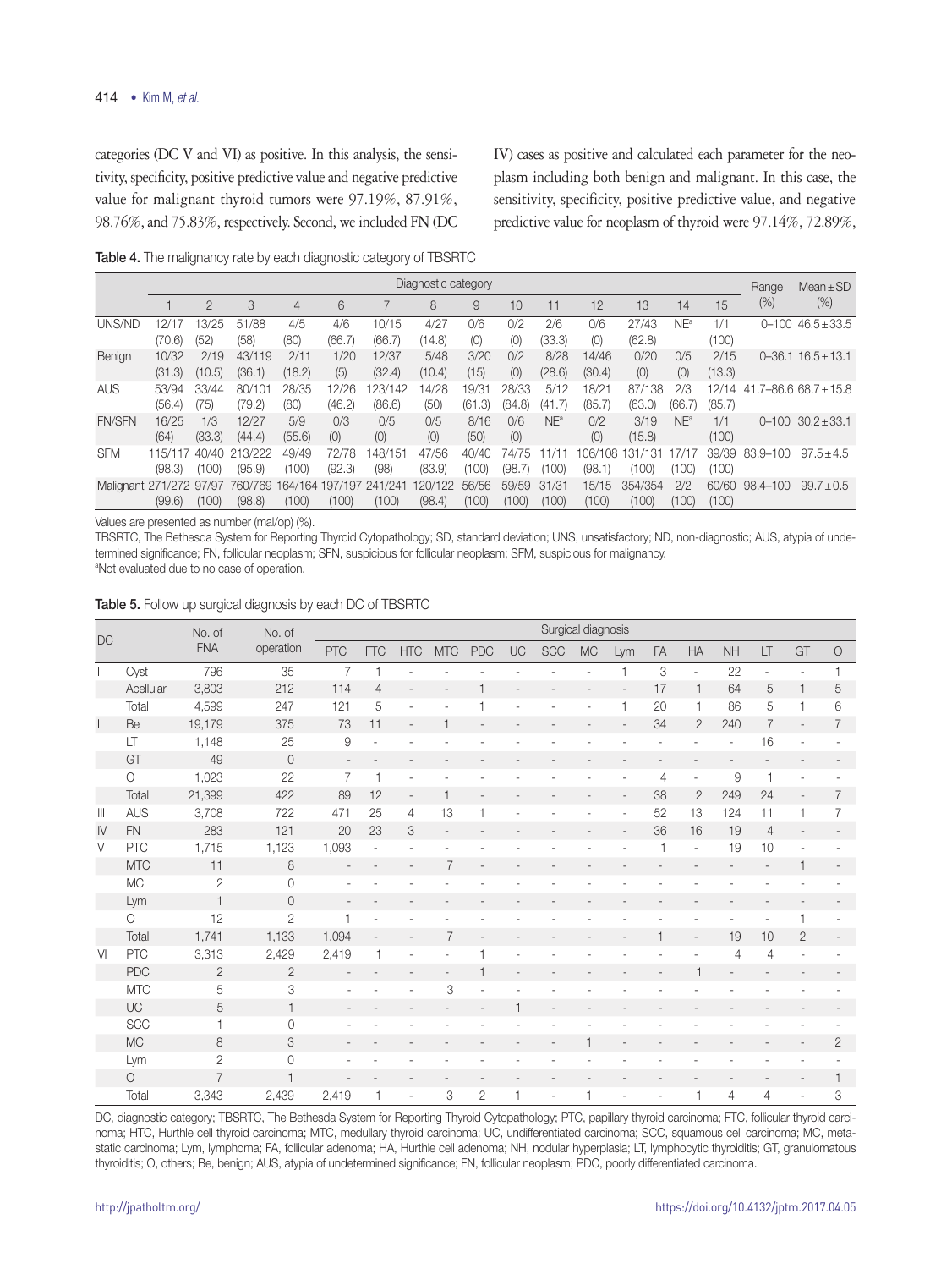categories (DC V and VI) as positive. In this analysis, the sensitivity, specificity, positive predictive value and negative predictive value for malignant thyroid tumors were 97.19%, 87.91%, 98.76%, and 75.83%, respectively. Second, we included FN (DC IV) cases as positive and calculated each parameter for the neoplasm including both benign and malignant. In this case, the sensitivity, specificity, positive predictive value, and negative predictive value for neoplasm of thyroid were 97.14%, 72.89%,

**Table 4.** The malignancy rate by each diagnostic category of TBSRTC

| | Diagnostic category | | | | | | | | | | | | | | Range (%) | Mean ± SD (%) |
|---|---|---|---|---|---|---|---|---|---|---|---|---|---|---|---|---|
| | 1 | 2 | 3 | 4 | 6 | 7 | 8 | 9 | 10 | 11 | 12 | 13 | 14 | 15 | | |
| UNS/ND | 12/17 (70.6) | 13/25 (52) | 51/88 (58) | 4/5 (80) | 4/6 (66.7) | 10/15 (66.7) | 4/27 (14.8) | 0/6 (0) | 0/2 (0) | 2/6 (33.3) | 0/6 (0) | 27/43 (62.8) | NE[a] | 1/1 (100) | 0–100 | 46.5 ± 33.5 |
| Benign | 10/32 (31.3) | 2/19 (10.5) | 43/119 (36.1) | 2/11 (18.2) | 1/20 (5) | 12/37 (32.4) | 5/48 (10.4) | 3/20 (15) | 0/2 (0) | 8/28 (28.6) | 14/46 (30.4) | 0/20 (0) | 0/5 (0) | 2/15 (13.3) | 0–36.1 | 16.5 ± 13.1 |
| AUS | 53/94 (56.4) | 33/44 (75) | 80/101 (79.2) | 28/35 (80) | 12/26 (46.2) | 123/142 (86.6) | 14/28 (50) | 19/31 (61.3) | 28/33 (84.8) | 5/12 (41.7) | 18/21 (85.7) | 87/138 (63.0) | 2/3 (66.7) | 12/14 (85.7) | 41.7–86.6 | 68.7 ± 15.8 |
| FN/SFN | 16/25 (64) | 1/3 (33.3) | 12/27 (44.4) | 5/9 (55.6) | 0/3 (0) | 0/5 (0) | 0/5 (0) | 8/16 (50) | 0/6 (0) | NE[a] | 0/2 (0) | 3/19 (15.8) | NE[a] | 1/1 (100) | 0–100 | 30.2 ± 33.1 |
| SFM | 115/117 (98.3) | 40/40 (100) | 213/222 (95.9) | 49/49 (100) | 72/78 (92.3) | 148/151 (98) | 47/56 (83.9) | 40/40 (100) | 74/75 (98.7) | 11/11 (100) | 106/108 (98.1) | 131/131 (100) | 17/17 (100) | 39/39 (100) | 83.9–100 | 97.5 ± 4.5 |
| Malignant | 271/272 (99.6) | 97/97 (100) | 760/769 (98.8) | 164/164 (100) | 197/197 (100) | 241/241 (100) | 120/122 (98.4) | 56/56 (100) | 59/59 (100) | 31/31 (100) | 15/15 (100) | 354/354 (100) | 2/2 (100) | 60/60 (100) | 98.4–100 | 99.7 ± 0.5 |

Values are presented as number (mal/op) (%).

TBSRTC, The Bethesda System for Reporting Thyroid Cytopathology; SD, standard deviation; UNS, unsatisfactory; ND, non-diagnostic; AUS, atypia of undetermined significance; FN, follicular neoplasm; SFN, suspicious for follicular neoplasm; SFM, suspicious for malignancy.

[a]Not evaluated due to no case of operation.

**Table 5.** Follow up surgical diagnosis by each DC of TBSRTC

| DC | | No. of FNA | No. of operation | Surgical diagnosis | | | | | | | | | | | | | | |
|---|---|---|---|---|---|---|---|---|---|---|---|---|---|---|---|---|---|---|
| | | | | PTC | FTC | HTC | MTC | PDC | UC | SCC | MC | Lym | FA | HA | NH | LT | GT | O |
| I | Cyst | 796 | 35 | 7 | 1 | - | - | - | - | - | - | 1 | 3 | - | 22 | - | - | 1 |
| | Acellular | 3,803 | 212 | 114 | 4 | - | - | 1 | - | - | - | - | 17 | 1 | 64 | 5 | 1 | 5 |
| | Total | 4,599 | 247 | 121 | 5 | - | - | 1 | - | - | - | 1 | 20 | 1 | 86 | 5 | 1 | 6 |
| II | Be | 19,179 | 375 | 73 | 11 | - | 1 | - | - | - | - | - | 34 | 2 | 240 | 7 | - | 7 |
| | LT | 1,148 | 25 | 9 | - | - | - | - | - | - | - | - | - | - | - | 16 | - | - |
| | GT | 49 | 0 | - | - | - | - | - | - | - | - | - | - | - | - | - | - | - |
| | O | 1,023 | 22 | 7 | 1 | - | - | - | - | - | - | - | 4 | - | 9 | 1 | - | - |
| | Total | 21,399 | 422 | 89 | 12 | - | 1 | - | - | - | - | - | 38 | 2 | 249 | 24 | - | 7 |
| III | AUS | 3,708 | 722 | 471 | 25 | 4 | 13 | 1 | - | - | - | - | 52 | 13 | 124 | 11 | 1 | 7 |
| IV | FN | 283 | 121 | 20 | 23 | 3 | - | - | - | - | - | - | 36 | 16 | 19 | 4 | - | - |
| V | PTC | 1,715 | 1,123 | 1,093 | - | - | - | - | - | - | - | - | 1 | - | 19 | 10 | - | - |
| | MTC | 11 | 8 | - | - | - | 7 | - | - | - | - | - | - | - | - | - | 1 | - |
| | MC | 2 | 0 | - | - | - | - | - | - | - | - | - | - | - | - | - | - | - |
| | Lym | 1 | 0 | - | - | - | - | - | - | - | - | - | - | - | - | - | - | - |
| | O | 12 | 2 | 1 | - | - | - | - | - | - | - | - | - | - | - | - | 1 | - |
| | Total | 1,741 | 1,133 | 1,094 | - | - | 7 | - | - | - | - | - | 1 | - | 19 | 10 | 2 | - |
| VI | PTC | 3,313 | 2,429 | 2,419 | 1 | - | - | 1 | - | - | - | - | - | - | 4 | 4 | - | - |
| | PDC | 2 | 2 | - | - | - | - | 1 | - | - | - | - | - | 1 | - | - | - | - |
| | MTC | 5 | 3 | - | - | - | 3 | - | - | - | - | - | - | - | - | - | - | - |
| | UC | 5 | 1 | - | - | - | - | - | 1 | - | - | - | - | - | - | - | - | - |
| | SCC | 1 | 0 | - | - | - | - | - | - | - | - | - | - | - | - | - | - | - |
| | MC | 8 | 3 | - | - | - | - | - | - | - | 1 | - | - | - | - | - | - | 2 |
| | Lym | 2 | 0 | - | - | - | - | - | - | - | - | - | - | - | - | - | - | - |
| | O | 7 | 1 | - | - | - | - | - | - | - | - | - | - | - | - | - | - | 1 |
| | Total | 3,343 | 2,439 | 2,419 | 1 | - | 3 | 2 | 1 | - | 1 | - | - | 1 | 4 | 4 | - | 3 |

DC, diagnostic category; TBSRTC, The Bethesda System for Reporting Thyroid Cytopathology; PTC, papillary thyroid carcinoma; FTC, follicular thyroid carcinoma; HTC, Hurthle cell thyroid carcinoma; MTC, medullary thyroid carcinoma; UC, undifferentiated carcinoma; SCC, squamous cell carcinoma; MC, metastatic carcinoma; Lym, lymphoma; FA, follicular adenoma; HA, Hurthle cell adenoma; NH, nodular hyperplasia; LT, lymphocytic thyroiditis; GT, granulomatous thyroiditis; O, others; Be, benign; AUS, atypia of undetermined significance; FN, follicular neoplasm; PDC, poorly differentiated carcinoma.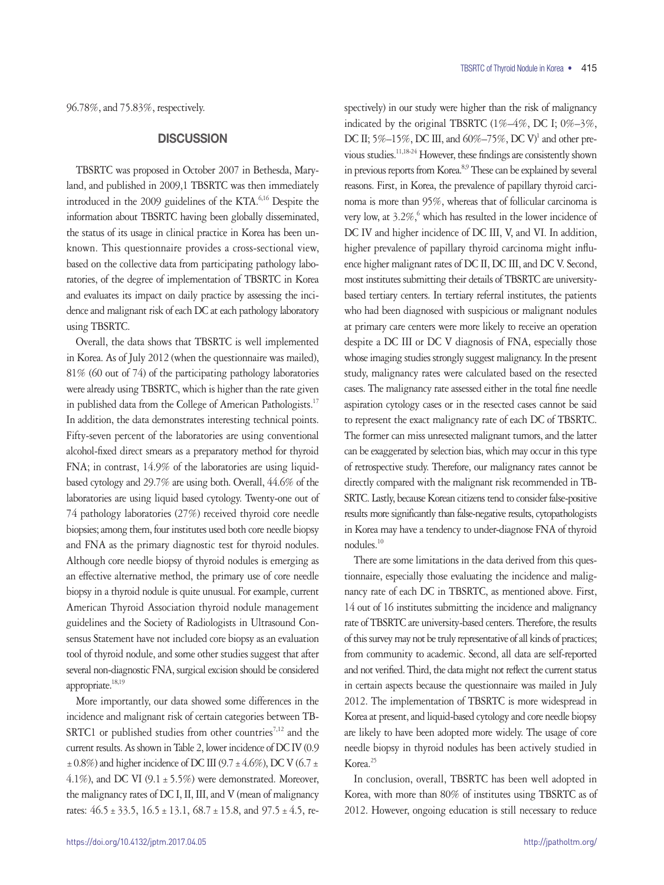96.78%, and 75.83%, respectively.

## DISCUSSION

TBSRTC was proposed in October 2007 in Bethesda, Maryland, and published in 2009,1 TBSRTC was then immediately introduced in the 2009 guidelines of the KTA.[6,16] Despite the information about TBSRTC having been globally disseminated, the status of its usage in clinical practice in Korea has been unknown. This questionnaire provides a cross-sectional view, based on the collective data from participating pathology laboratories, of the degree of implementation of TBSRTC in Korea and evaluates its impact on daily practice by assessing the incidence and malignant risk of each DC at each pathology laboratory using TBSRTC.

Overall, the data shows that TBSRTC is well implemented in Korea. As of July 2012 (when the questionnaire was mailed), 81% (60 out of 74) of the participating pathology laboratories were already using TBSRTC, which is higher than the rate given in published data from the College of American Pathologists.[17] In addition, the data demonstrates interesting technical points. Fifty-seven percent of the laboratories are using conventional alcohol-fixed direct smears as a preparatory method for thyroid FNA; in contrast, 14.9% of the laboratories are using liquid-based cytology and 29.7% are using both. Overall, 44.6% of the laboratories are using liquid based cytology. Twenty-one out of 74 pathology laboratories (27%) received thyroid core needle biopsies; among them, four institutes used both core needle biopsy and FNA as the primary diagnostic test for thyroid nodules. Although core needle biopsy of thyroid nodules is emerging as an effective alternative method, the primary use of core needle biopsy in a thyroid nodule is quite unusual. For example, current American Thyroid Association thyroid nodule management guidelines and the Society of Radiologists in Ultrasound Consensus Statement have not included core biopsy as an evaluation tool of thyroid nodule, and some other studies suggest that after several non-diagnostic FNA, surgical excision should be considered appropriate.[18,19]

More importantly, our data showed some differences in the incidence and malignant risk of certain categories between TBSRTC1 or published studies from other countries[7,12] and the current results. As shown in Table 2, lower incidence of DC IV ($0.9 \pm 0.8\%$) and higher incidence of DC III ($9.7 \pm 4.6\%$), DC V ($6.7 \pm 4.1\%$), and DC VI ($9.1 \pm 5.5\%$) were demonstrated. Moreover, the malignancy rates of DC I, II, III, and V (mean of malignancy rates: $46.5 \pm 33.5$, $16.5 \pm 13.1$, $68.7 \pm 15.8$, and $97.5 \pm 4.5$, respectively) in our study were higher than the risk of malignancy indicated by the original TBSRTC (1%–4%, DC I; 0%–3%, DC II; 5%–15%, DC III, and 60%–75%, DC V)[1] and other previous studies.[11,18-24] However, these findings are consistently shown in previous reports from Korea.[8,9] These can be explained by several reasons. First, in Korea, the prevalence of papillary thyroid carcinoma is more than 95%, whereas that of follicular carcinoma is very low, at 3.2%,[6] which has resulted in the lower incidence of DC IV and higher incidence of DC III, V, and VI. In addition, higher prevalence of papillary thyroid carcinoma might influence higher malignant rates of DC II, DC III, and DC V. Second, most institutes submitting their details of TBSRTC are university-based tertiary centers. In tertiary referral institutes, the patients who had been diagnosed with suspicious or malignant nodules at primary care centers were more likely to receive an operation despite a DC III or DC V diagnosis of FNA, especially those whose imaging studies strongly suggest malignancy. In the present study, malignancy rates were calculated based on the resected cases. The malignancy rate assessed either in the total fine needle aspiration cytology cases or in the resected cases cannot be said to represent the exact malignancy rate of each DC of TBSRTC. The former can miss unresected malignant tumors, and the latter can be exaggerated by selection bias, which may occur in this type of retrospective study. Therefore, our malignancy rates cannot be directly compared with the malignant risk recommended in TBSRTC. Lastly, because Korean citizens tend to consider false-positive results more significantly than false-negative results, cytopathologists in Korea may have a tendency to under-diagnose FNA of thyroid nodules.[10]

There are some limitations in the data derived from this questionnaire, especially those evaluating the incidence and malignancy rate of each DC in TBSRTC, as mentioned above. First, 14 out of 16 institutes submitting the incidence and malignancy rate of TBSRTC are university-based centers. Therefore, the results of this survey may not be truly representative of all kinds of practices; from community to academic. Second, all data are self-reported and not verified. Third, the data might not reflect the current status in certain aspects because the questionnaire was mailed in July 2012. The implementation of TBSRTC is more widespread in Korea at present, and liquid-based cytology and core needle biopsy are likely to have been adopted more widely. The usage of core needle biopsy in thyroid nodules has been actively studied in Korea.[25]

In conclusion, overall, TBSRTC has been well adopted in Korea, with more than 80% of institutes using TBSRTC as of 2012. However, ongoing education is still necessary to reduce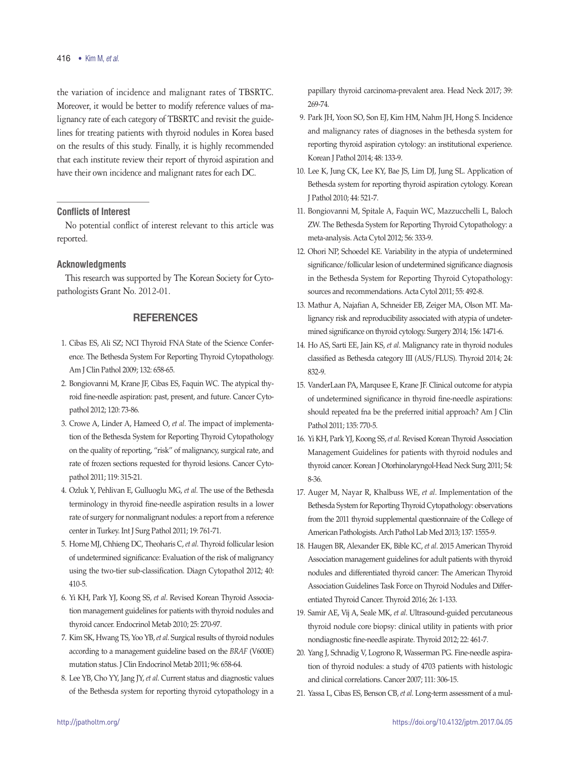the variation of incidence and malignant rates of TBSRTC. Moreover, it would be better to modify reference values of malignancy rate of each category of TBSRTC and revisit the guidelines for treating patients with thyroid nodules in Korea based on the results of this study. Finally, it is highly recommended that each institute review their report of thyroid aspiration and have their own incidence and malignant rates for each DC.

#### Conflicts of Interest

No potential conflict of interest relevant to this article was reported.

#### Acknowledgments

This research was supported by The Korean Society for Cytopathologists Grant No. 2012-01.

## REFERENCES

1. Cibas ES, Ali SZ; NCI Thyroid FNA State of the Science Conference. The Bethesda System For Reporting Thyroid Cytopathology. Am J Clin Pathol 2009; 132: 658-65.
2. Bongiovanni M, Krane JF, Cibas ES, Faquin WC. The atypical thyroid fine-needle aspiration: past, present, and future. Cancer Cytopathol 2012; 120: 73-86.
3. Crowe A, Linder A, Hameed O, *et al*. The impact of implementation of the Bethesda System for Reporting Thyroid Cytopathology on the quality of reporting, "risk" of malignancy, surgical rate, and rate of frozen sections requested for thyroid lesions. Cancer Cytopathol 2011; 119: 315-21.
4. Ozluk Y, Pehlivan E, Gulluoglu MG, *et al*. The use of the Bethesda terminology in thyroid fine-needle aspiration results in a lower rate of surgery for nonmalignant nodules: a report from a reference center in Turkey. Int J Surg Pathol 2011; 19: 761-71.
5. Horne MJ, Chhieng DC, Theoharis C, *et al*. Thyroid follicular lesion of undetermined significance: Evaluation of the risk of malignancy using the two-tier sub-classification. Diagn Cytopathol 2012; 40: 410-5.
6. Yi KH, Park YJ, Koong SS, *et al*. Revised Korean Thyroid Association management guidelines for patients with thyroid nodules and thyroid cancer. Endocrinol Metab 2010; 25: 270-97.
7. Kim SK, Hwang TS, Yoo YB, *et al*. Surgical results of thyroid nodules according to a management guideline based on the *BRAF* (V600E) mutation status. J Clin Endocrinol Metab 2011; 96: 658-64.
8. Lee YB, Cho YY, Jang JY, *et al*. Current status and diagnostic values of the Bethesda system for reporting thyroid cytopathology in a papillary thyroid carcinoma-prevalent area. Head Neck 2017; 39: 269-74.
9. Park JH, Yoon SO, Son EJ, Kim HM, Nahm JH, Hong S. Incidence and malignancy rates of diagnoses in the bethesda system for reporting thyroid aspiration cytology: an institutional experience. Korean J Pathol 2014; 48: 133-9.
10. Lee K, Jung CK, Lee KY, Bae JS, Lim DJ, Jung SL. Application of Bethesda system for reporting thyroid aspiration cytology. Korean J Pathol 2010; 44: 521-7.
11. Bongiovanni M, Spitale A, Faquin WC, Mazzucchelli L, Baloch ZW. The Bethesda System for Reporting Thyroid Cytopathology: a meta-analysis. Acta Cytol 2012; 56: 333-9.
12. Ohori NP, Schoedel KE. Variability in the atypia of undetermined significance/follicular lesion of undetermined significance diagnosis in the Bethesda System for Reporting Thyroid Cytopathology: sources and recommendations. Acta Cytol 2011; 55: 492-8.
13. Mathur A, Najafian A, Schneider EB, Zeiger MA, Olson MT. Malignancy risk and reproducibility associated with atypia of undetermined significance on thyroid cytology. Surgery 2014; 156: 1471-6.
14. Ho AS, Sarti EE, Jain KS, *et al*. Malignancy rate in thyroid nodules classified as Bethesda category III (AUS/FLUS). Thyroid 2014; 24: 832-9.
15. VanderLaan PA, Marqusee E, Krane JF. Clinical outcome for atypia of undetermined significance in thyroid fine-needle aspirations: should repeated fna be the preferred initial approach? Am J Clin Pathol 2011; 135: 770-5.
16. Yi KH, Park YJ, Koong SS, *et al*. Revised Korean Thyroid Association Management Guidelines for patients with thyroid nodules and thyroid cancer. Korean J Otorhinolaryngol-Head Neck Surg 2011; 54: 8-36.
17. Auger M, Nayar R, Khalbuss WE, *et al*. Implementation of the Bethesda System for Reporting Thyroid Cytopathology: observations from the 2011 thyroid supplemental questionnaire of the College of American Pathologists. Arch Pathol Lab Med 2013; 137: 1555-9.
18. Haugen BR, Alexander EK, Bible KC, *et al*. 2015 American Thyroid Association management guidelines for adult patients with thyroid nodules and differentiated thyroid cancer: The American Thyroid Association Guidelines Task Force on Thyroid Nodules and Differentiated Thyroid Cancer. Thyroid 2016; 26: 1-133.
19. Samir AE, Vij A, Seale MK, *et al*. Ultrasound-guided percutaneous thyroid nodule core biopsy: clinical utility in patients with prior nondiagnostic fine-needle aspirate. Thyroid 2012; 22: 461-7.
20. Yang J, Schnadig V, Logrono R, Wasserman PG. Fine-needle aspiration of thyroid nodules: a study of 4703 patients with histologic and clinical correlations. Cancer 2007; 111: 306-15.
21. Yassa L, Cibas ES, Benson CB, *et al*. Long-term assessment of a mul-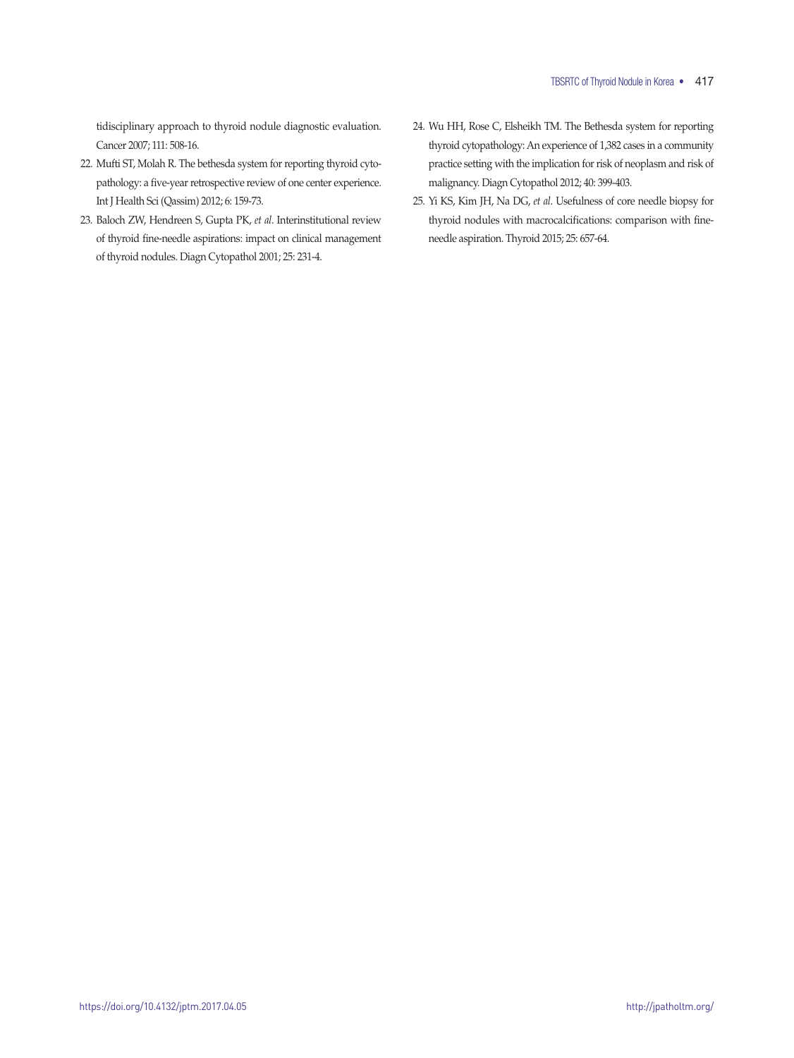tidisciplinary approach to thyroid nodule diagnostic evaluation. Cancer 2007; 111: 508-16.

22. Mufti ST, Molah R. The bethesda system for reporting thyroid cytopathology: a five-year retrospective review of one center experience. Int J Health Sci (Qassim) 2012; 6: 159-73.
23. Baloch ZW, Hendreen S, Gupta PK, *et al*. Interinstitutional review of thyroid fine-needle aspirations: impact on clinical management of thyroid nodules. Diagn Cytopathol 2001; 25: 231-4.
24. Wu HH, Rose C, Elsheikh TM. The Bethesda system for reporting thyroid cytopathology: An experience of 1,382 cases in a community practice setting with the implication for risk of neoplasm and risk of malignancy. Diagn Cytopathol 2012; 40: 399-403.
25. Yi KS, Kim JH, Na DG, *et al*. Usefulness of core needle biopsy for thyroid nodules with macrocalcifications: comparison with fine-needle aspiration. Thyroid 2015; 25: 657-64.